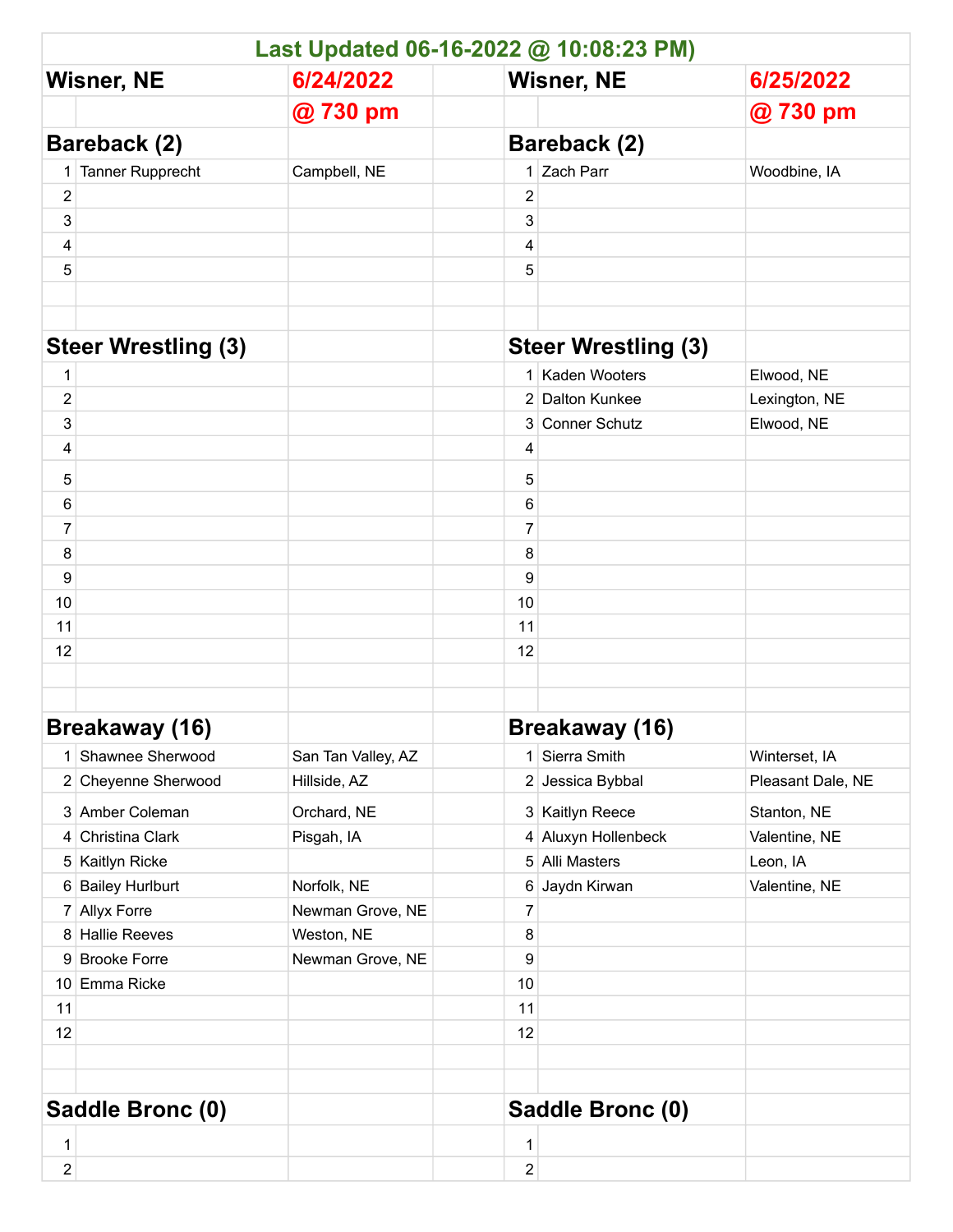**Last Updated 06-16-2022 @ 10:08:23 PM)**

## Wisner, NE — 6/24/2022 @ 730 pm

### Bareback (2)

| # | Name | Hometown |
|---|---|---|
| 1 | Tanner Rupprecht | Campbell, NE |
| 2 | | |
| 3 | | |
| 4 | | |
| 5 | | |

### Steer Wrestling (3)

| # | Name | Hometown |
|---|---|---|
| 1 | | |
| 2 | | |
| 3 | | |
| 4 | | |
| 5 | | |
| 6 | | |
| 7 | | |
| 8 | | |
| 9 | | |
| 10 | | |
| 11 | | |
| 12 | | |

### Breakaway (16)

| # | Name | Hometown |
|---|---|---|
| 1 | Shawnee Sherwood | San Tan Valley, AZ |
| 2 | Cheyenne Sherwood | Hillside, AZ |
| 3 | Amber Coleman | Orchard, NE |
| 4 | Christina Clark | Pisgah, IA |
| 5 | Kaitlyn Ricke | |
| 6 | Bailey Hurlburt | Norfolk, NE |
| 7 | Allyx Forre | Newman Grove, NE |
| 8 | Hallie Reeves | Weston, NE |
| 9 | Brooke Forre | Newman Grove, NE |
| 10 | Emma Ricke | |
| 11 | | |
| 12 | | |

### Saddle Bronc (0)

| # | Name | Hometown |
|---|---|---|
| 1 | | |
| 2 | | |

## Wisner, NE — 6/25/2022 @ 730 pm

### Bareback (2)

| # | Name | Hometown |
|---|---|---|
| 1 | Zach Parr | Woodbine, IA |
| 2 | | |
| 3 | | |
| 4 | | |
| 5 | | |

### Steer Wrestling (3)

| # | Name | Hometown |
|---|---|---|
| 1 | Kaden Wooters | Elwood, NE |
| 2 | Dalton Kunkee | Lexington, NE |
| 3 | Conner Schutz | Elwood, NE |
| 4 | | |
| 5 | | |
| 6 | | |
| 7 | | |
| 8 | | |
| 9 | | |
| 10 | | |
| 11 | | |
| 12 | | |

### Breakaway (16)

| # | Name | Hometown |
|---|---|---|
| 1 | Sierra Smith | Winterset, IA |
| 2 | Jessica Bybbal | Pleasant Dale, NE |
| 3 | Kaitlyn Reece | Stanton, NE |
| 4 | Aluxyn Hollenbeck | Valentine, NE |
| 5 | Alli Masters | Leon, IA |
| 6 | Jaydn Kirwan | Valentine, NE |
| 7 | | |
| 8 | | |
| 9 | | |
| 10 | | |
| 11 | | |
| 12 | | |

### Saddle Bronc (0)

| # | Name | Hometown |
|---|---|---|
| 1 | | |
| 2 | | |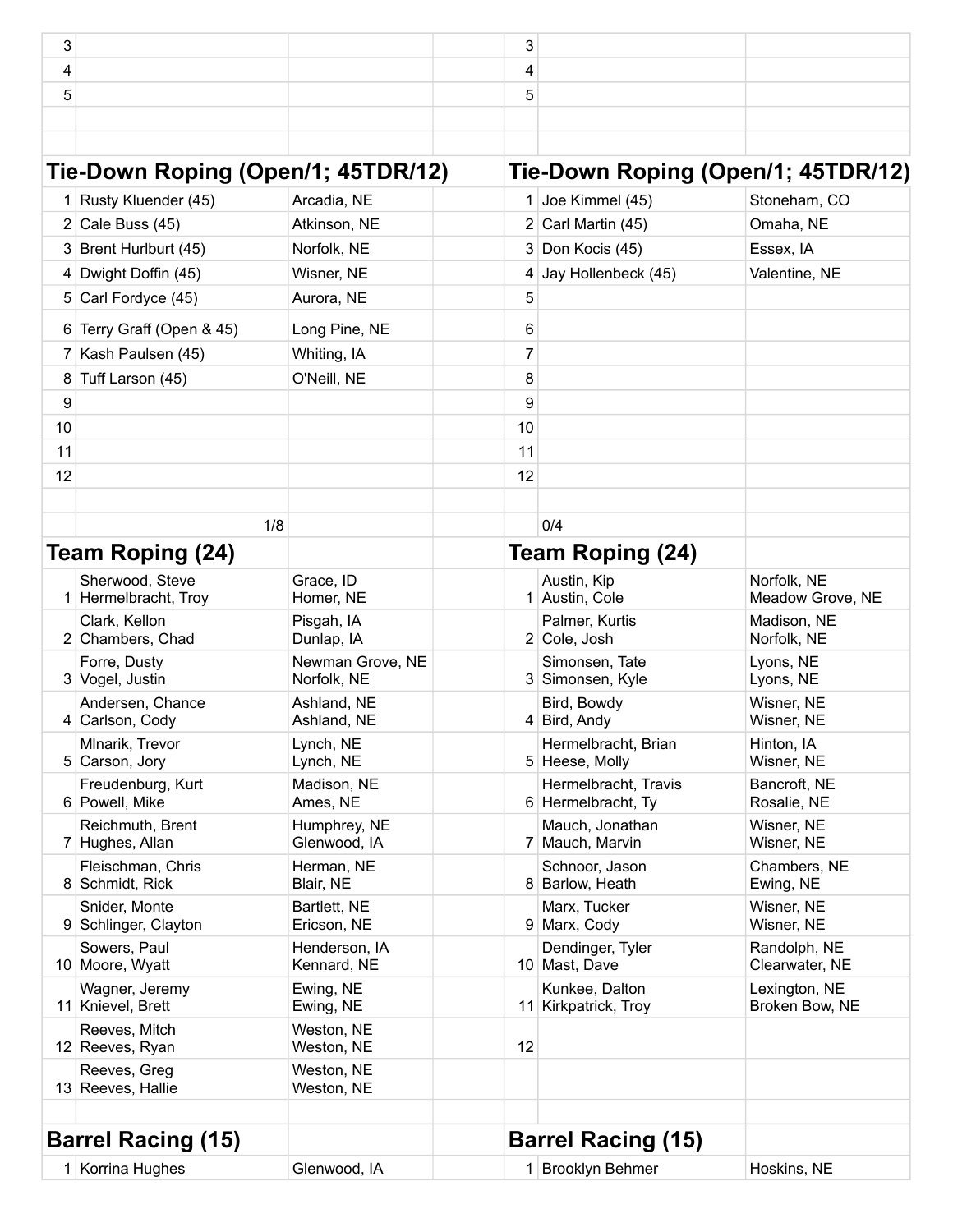| | | | | | |
|---|---|---|---|---|---|
| 3 | | | 3 | | |
| 4 | | | 4 | | |
| 5 | | | 5 | | |

## Tie-Down Roping (Open/1; 45TDR/12)

| # | Name | Hometown | # | Name | Hometown |
|---|---|---|---|---|---|
| 1 | Rusty Kluender (45) | Arcadia, NE | 1 | Joe Kimmel (45) | Stoneham, CO |
| 2 | Cale Buss (45) | Atkinson, NE | 2 | Carl Martin (45) | Omaha, NE |
| 3 | Brent Hurlburt (45) | Norfolk, NE | 3 | Don Kocis (45) | Essex, IA |
| 4 | Dwight Doffin (45) | Wisner, NE | 4 | Jay Hollenbeck (45) | Valentine, NE |
| 5 | Carl Fordyce (45) | Aurora, NE | 5 | | |
| 6 | Terry Graff (Open & 45) | Long Pine, NE | 6 | | |
| 7 | Kash Paulsen (45) | Whiting, IA | 7 | | |
| 8 | Tuff Larson (45) | O'Neill, NE | 8 | | |
| 9 | | | 9 | | |
| 10 | | | 10 | | |
| 11 | | | 11 | | |
| 12 | | | 12 | | |
| | 1/8 | | | 0/4 | |

## Team Roping (24)

| # | Name | Hometown | # | Name | Hometown |
|---|---|---|---|---|---|
| 1 | Sherwood, Steve<br>Hermelbracht, Troy | Grace, ID<br>Homer, NE | 1 | Austin, Kip<br>Austin, Cole | Norfolk, NE<br>Meadow Grove, NE |
| 2 | Clark, Kellon<br>Chambers, Chad | Pisgah, IA<br>Dunlap, IA | 2 | Palmer, Kurtis<br>Cole, Josh | Madison, NE<br>Norfolk, NE |
| 3 | Forre, Dusty<br>Vogel, Justin | Newman Grove, NE<br>Norfolk, NE | 3 | Simonsen, Tate<br>Simonsen, Kyle | Lyons, NE<br>Lyons, NE |
| 4 | Andersen, Chance<br>Carlson, Cody | Ashland, NE<br>Ashland, NE | 4 | Bird, Bowdy<br>Bird, Andy | Wisner, NE<br>Wisner, NE |
| 5 | Mlnarik, Trevor<br>Carson, Jory | Lynch, NE<br>Lynch, NE | 5 | Hermelbracht, Brian<br>Heese, Molly | Hinton, IA<br>Wisner, NE |
| 6 | Freudenburg, Kurt<br>Powell, Mike | Madison, NE<br>Ames, NE | 6 | Hermelbracht, Travis<br>Hermelbracht, Ty | Bancroft, NE<br>Rosalie, NE |
| 7 | Reichmuth, Brent<br>Hughes, Allan | Humphrey, NE<br>Glenwood, IA | 7 | Mauch, Jonathan<br>Mauch, Marvin | Wisner, NE<br>Wisner, NE |
| 8 | Fleischman, Chris<br>Schmidt, Rick | Herman, NE<br>Blair, NE | 8 | Schnoor, Jason<br>Barlow, Heath | Chambers, NE<br>Ewing, NE |
| 9 | Snider, Monte<br>Schlinger, Clayton | Bartlett, NE<br>Ericson, NE | 9 | Marx, Tucker<br>Marx, Cody | Wisner, NE<br>Wisner, NE |
| 10 | Sowers, Paul<br>Moore, Wyatt | Henderson, IA<br>Kennard, NE | 10 | Dendinger, Tyler<br>Mast, Dave | Randolph, NE<br>Clearwater, NE |
| 11 | Wagner, Jeremy<br>Knievel, Brett | Ewing, NE<br>Ewing, NE | 11 | Kunkee, Dalton<br>Kirkpatrick, Troy | Lexington, NE<br>Broken Bow, NE |
| 12 | Reeves, Mitch<br>Reeves, Ryan | Weston, NE<br>Weston, NE | 12 | | |
| 13 | Reeves, Greg<br>Reeves, Hallie | Weston, NE<br>Weston, NE | | | |

## Barrel Racing (15)

| # | Name | Hometown | # | Name | Hometown |
|---|---|---|---|---|---|
| 1 | Korrina Hughes | Glenwood, IA | 1 | Brooklyn Behmer | Hoskins, NE |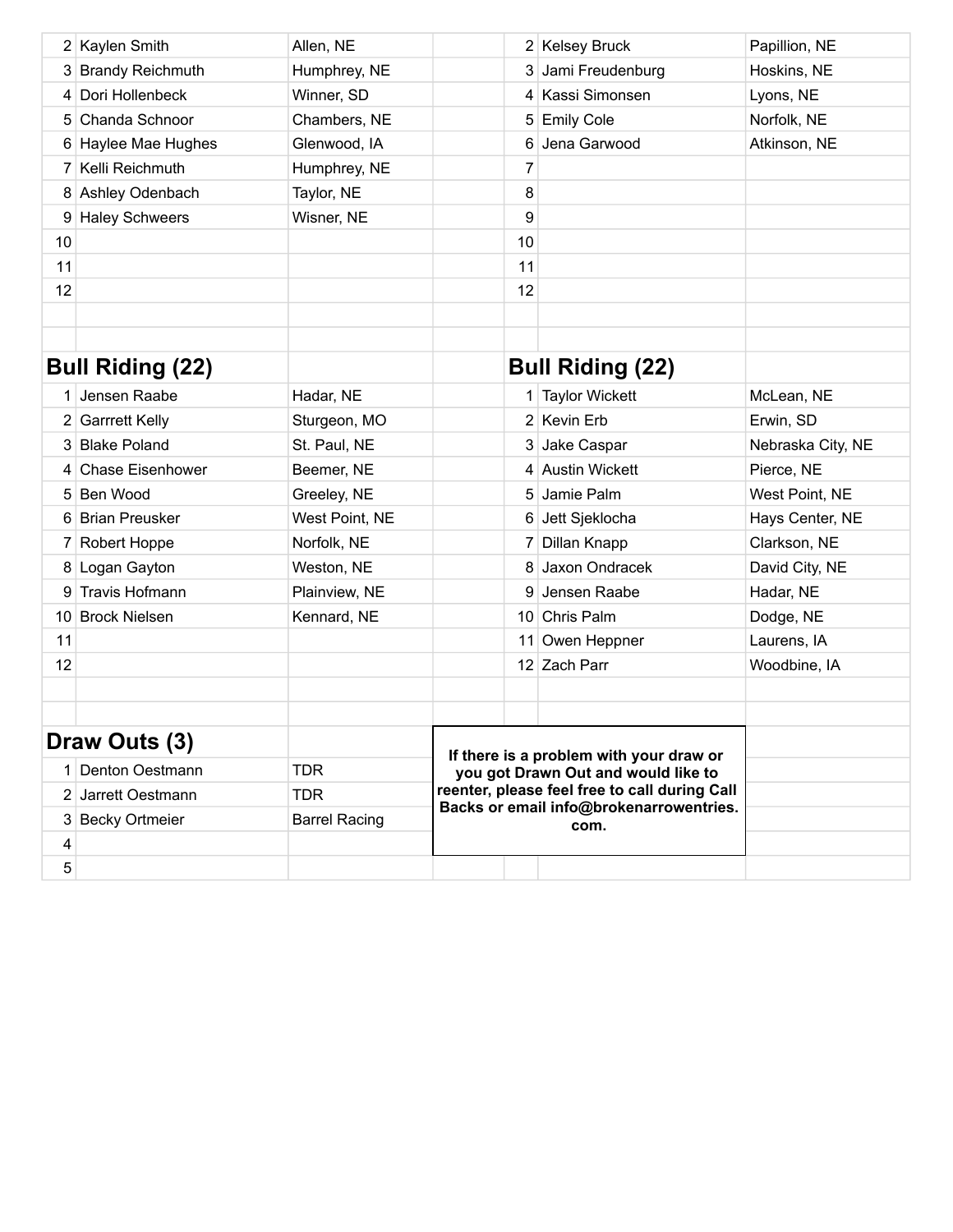| | | | | |
|---|---|---|---|---|
| 2 | Kaylen Smith | Allen, NE | | |
| 3 | Brandy Reichmuth | Humphrey, NE | | |
| 4 | Dori Hollenbeck | Winner, SD | | |
| 5 | Chanda Schnoor | Chambers, NE | | |
| 6 | Haylee Mae Hughes | Glenwood, IA | | |
| 7 | Kelli Reichmuth | Humphrey, NE | | |
| 8 | Ashley Odenbach | Taylor, NE | | |
| 9 | Haley Schweers | Wisner, NE | | |
| 10 | | | | |
| 11 | | | | |
| 12 | | | | |

| | | |
|---|---|---|
| 2 | Kelsey Bruck | Papillion, NE |
| 3 | Jami Freudenburg | Hoskins, NE |
| 4 | Kassi Simonsen | Lyons, NE |
| 5 | Emily Cole | Norfolk, NE |
| 6 | Jena Garwood | Atkinson, NE |
| 7 | | |
| 8 | | |
| 9 | | |
| 10 | | |
| 11 | | |
| 12 | | |

## Bull Riding (22)

| | | |
|---|---|---|
| 1 | Jensen Raabe | Hadar, NE |
| 2 | Garrrett Kelly | Sturgeon, MO |
| 3 | Blake Poland | St. Paul, NE |
| 4 | Chase Eisenhower | Beemer, NE |
| 5 | Ben Wood | Greeley, NE |
| 6 | Brian Preusker | West Point, NE |
| 7 | Robert Hoppe | Norfolk, NE |
| 8 | Logan Gayton | Weston, NE |
| 9 | Travis Hofmann | Plainview, NE |
| 10 | Brock Nielsen | Kennard, NE |
| 11 | | |
| 12 | | |

## Bull Riding (22)

| | | |
|---|---|---|
| 1 | Taylor Wickett | McLean, NE |
| 2 | Kevin Erb | Erwin, SD |
| 3 | Jake Caspar | Nebraska City, NE |
| 4 | Austin Wickett | Pierce, NE |
| 5 | Jamie Palm | West Point, NE |
| 6 | Jett Sjeklocha | Hays Center, NE |
| 7 | Dillan Knapp | Clarkson, NE |
| 8 | Jaxon Ondracek | David City, NE |
| 9 | Jensen Raabe | Hadar, NE |
| 10 | Chris Palm | Dodge, NE |
| 11 | Owen Heppner | Laurens, IA |
| 12 | Zach Parr | Woodbine, IA |

## Draw Outs (3)

| | | |
|---|---|---|
| 1 | Denton Oestmann | TDR |
| 2 | Jarrett Oestmann | TDR |
| 3 | Becky Ortmeier | Barrel Racing |
| 4 | | |
| 5 | | |

**If there is a problem with your draw or you got Drawn Out and would like to reenter, please feel free to call during Call Backs or email info@brokenarrowentries.com.**